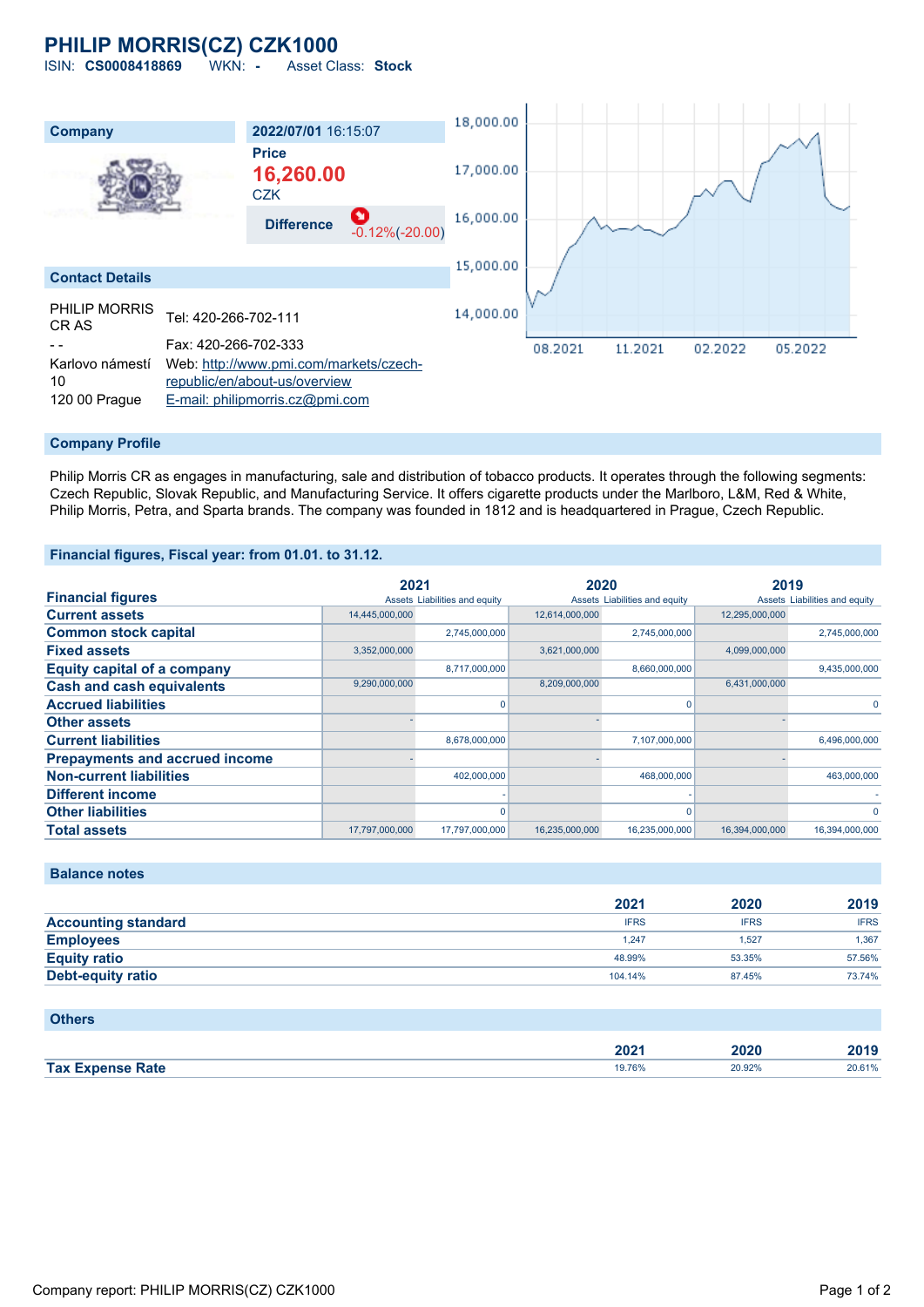# PHILIP MORRIS(CZ) CZK1000

ISIN: **CS0008418869** WKN: **-** Asset Class: **Stock**

| Company | 2022/07/01 16:15:07 |
|---|---|
| | **Price** |
| | **16,260.00** |
| | CZK |
| | **Difference** -0.12%(-20.00) |

## Contact Details

| | |
|---|---|
| PHILIP MORRIS CR AS | Tel: 420-266-702-111 |
| - - | Fax: 420-266-702-333 |
| Karlovo náměstí 10 | Web: http://www.pmi.com/markets/czech-republic/en/about-us/overview |
| 120 00 Prague | E-mail: philipmorris.cz@pmi.com |

## Company Profile

Philip Morris CR as engages in manufacturing, sale and distribution of tobacco products. It operates through the following segments: Czech Republic, Slovak Republic, and Manufacturing Service. It offers cigarette products under the Marlboro, L&M, Red & White, Philip Morris, Petra, and Sparta brands. The company was founded in 1812 and is headquartered in Prague, Czech Republic.

## Financial figures, Fiscal year: from 01.01. to 31.12.

| Financial figures | 2021 | | 2020 | | 2019 | |
|---|---|---|---|---|---|---|
| | Assets | Liabilities and equity | Assets | Liabilities and equity | Assets | Liabilities and equity |
| **Current assets** | 14,445,000,000 | | 12,614,000,000 | | 12,295,000,000 | |
| **Common stock capital** | | 2,745,000,000 | | 2,745,000,000 | | 2,745,000,000 |
| **Fixed assets** | 3,352,000,000 | | 3,621,000,000 | | 4,099,000,000 | |
| **Equity capital of a company** | | 8,717,000,000 | | 8,660,000,000 | | 9,435,000,000 |
| **Cash and cash equivalents** | 9,290,000,000 | | 8,209,000,000 | | 6,431,000,000 | |
| **Accrued liabilities** | | 0 | | 0 | | 0 |
| **Other assets** | - | | - | | - | |
| **Current liabilities** | | 8,678,000,000 | | 7,107,000,000 | | 6,496,000,000 |
| **Prepayments and accrued income** | - | | - | | - | |
| **Non-current liabilities** | | 402,000,000 | | 468,000,000 | | 463,000,000 |
| **Different income** | | - | | - | | - |
| **Other liabilities** | | 0 | | 0 | | 0 |
| **Total assets** | 17,797,000,000 | 17,797,000,000 | 16,235,000,000 | 16,235,000,000 | 16,394,000,000 | 16,394,000,000 |

## Balance notes

| | 2021 | 2020 | 2019 |
|---|---|---|---|
| **Accounting standard** | IFRS | IFRS | IFRS |
| **Employees** | 1,247 | 1,527 | 1,367 |
| **Equity ratio** | 48.99% | 53.35% | 57.56% |
| **Debt-equity ratio** | 104.14% | 87.45% | 73.74% |

## Others

| | 2021 | 2020 | 2019 |
|---|---|---|---|
| **Tax Expense Rate** | 19.76% | 20.92% | 20.61% |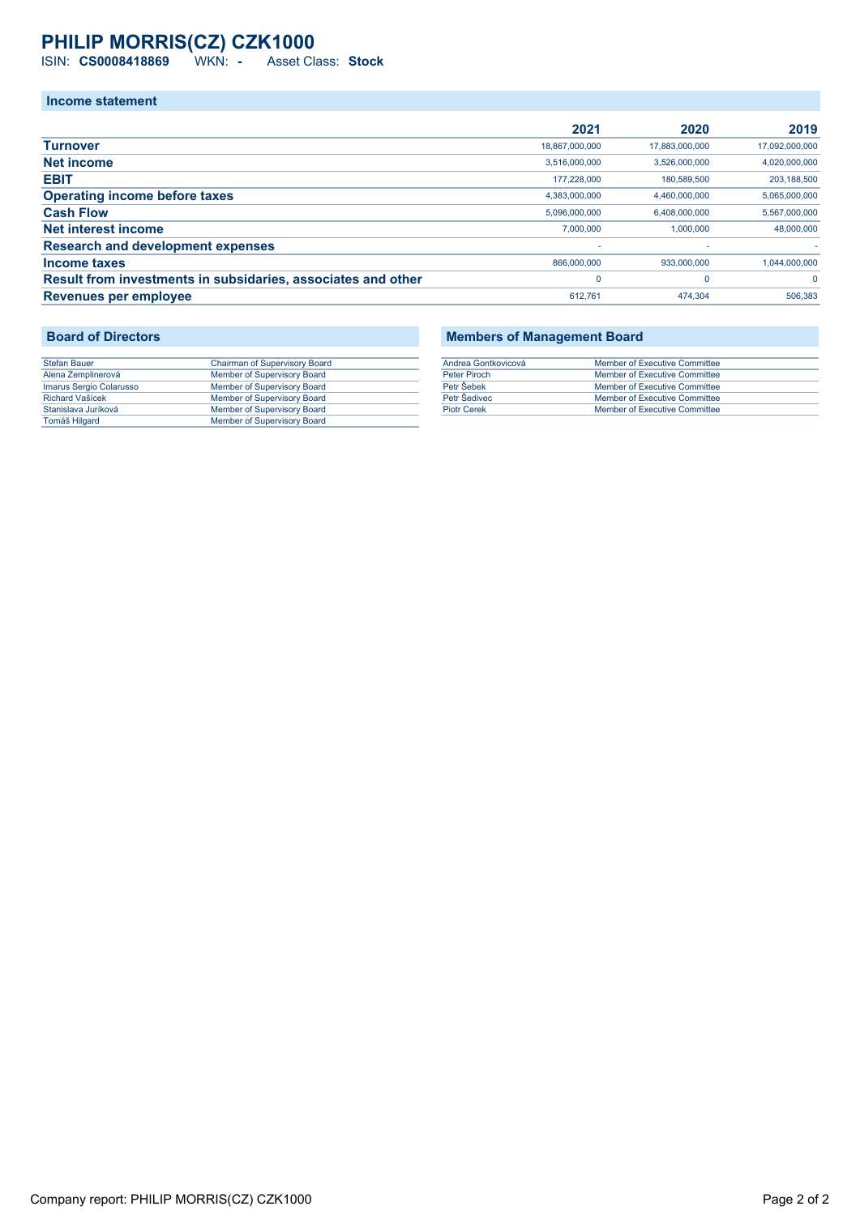# PHILIP MORRIS(CZ) CZK1000

ISIN: **CS0008418869** WKN: **-** Asset Class: **Stock**

## Income statement

| | 2021 | 2020 | 2019 |
|---|---|---|---|
| **Turnover** | 18,867,000,000 | 17,883,000,000 | 17,092,000,000 |
| **Net income** | 3,516,000,000 | 3,526,000,000 | 4,020,000,000 |
| **EBIT** | 177,228,000 | 180,589,500 | 203,188,500 |
| **Operating income before taxes** | 4,383,000,000 | 4,460,000,000 | 5,065,000,000 |
| **Cash Flow** | 5,096,000,000 | 6,408,000,000 | 5,567,000,000 |
| **Net interest income** | 7,000,000 | 1,000,000 | 48,000,000 |
| **Research and development expenses** | - | - | - |
| **Income taxes** | 866,000,000 | 933,000,000 | 1,044,000,000 |
| **Result from investments in subsidaries, associates and other** | 0 | 0 | 0 |
| **Revenues per employee** | 612,761 | 474,304 | 506,383 |

## Board of Directors

| | |
|---|---|
| Stefan Bauer | Chairman of Supervisory Board |
| Alena Zemplinerová | Member of Supervisory Board |
| Imarus Sergio Colarusso | Member of Supervisory Board |
| Richard Vašícek | Member of Supervisory Board |
| Stanislava Juríková | Member of Supervisory Board |
| Tomáš Hilgard | Member of Supervisory Board |

## Members of Management Board

| | |
|---|---|
| Andrea Gontkovicová | Member of Executive Committee |
| Peter Piroch | Member of Executive Committee |
| Petr Šebek | Member of Executive Committee |
| Petr Šedivec | Member of Executive Committee |
| Piotr Cerek | Member of Executive Committee |